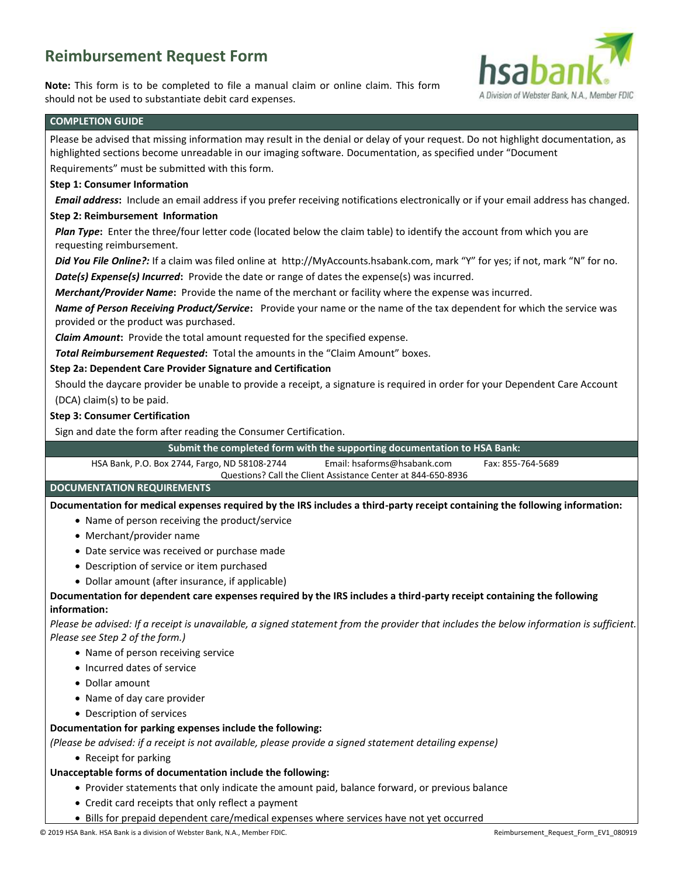# Reimbursement Request Form

**Note:** This form is to be completed to file a manual claim or online claim. This form should not be used to substantiate debit card expenses.

## COMPLETION GUIDE

Please be advised that missing information may result in the denial or delay of your request. Do not highlight documentation, as highlighted sections become unreadable in our imaging software. Documentation, as specified under "Document Requirements" must be submitted with this form.

**Step 1: Consumer Information**

***Email address*:** Include an email address if you prefer receiving notifications electronically or if your email address has changed.

**Step 2: Reimbursement Information**

***Plan Type*:** Enter the three/four letter code (located below the claim table) to identify the account from which you are requesting reimbursement.

***Did You File Online?:*** If a claim was filed online at http://MyAccounts.hsabank.com, mark "Y" for yes; if not, mark "N" for no.

***Date(s) Expense(s) Incurred*:** Provide the date or range of dates the expense(s) was incurred.

***Merchant/Provider Name*:** Provide the name of the merchant or facility where the expense was incurred.

***Name of Person Receiving Product/Service*:** Provide your name or the name of the tax dependent for which the service was provided or the product was purchased.

***Claim Amount*:** Provide the total amount requested for the specified expense.

***Total Reimbursement Requested*:** Total the amounts in the "Claim Amount" boxes.

**Step 2a: Dependent Care Provider Signature and Certification**

Should the daycare provider be unable to provide a receipt, a signature is required in order for your Dependent Care Account (DCA) claim(s) to be paid.

**Step 3: Consumer Certification**

Sign and date the form after reading the Consumer Certification.

**Submit the completed form with the supporting documentation to HSA Bank:**

HSA Bank, P.O. Box 2744, Fargo, ND 58108-2744 | Email: hsaforms@hsabank.com | Fax: 855-764-5689

Questions? Call the Client Assistance Center at 844-650-8936

## DOCUMENTATION REQUIREMENTS

**Documentation for medical expenses required by the IRS includes a third-party receipt containing the following information:**

- Name of person receiving the product/service
- Merchant/provider name
- Date service was received or purchase made
- Description of service or item purchased
- Dollar amount (after insurance, if applicable)

**Documentation for dependent care expenses required by the IRS includes a third-party receipt containing the following information:**

*Please be advised: If a receipt is unavailable, a signed statement from the provider that includes the below information is sufficient. Please see Step 2 of the form.)*

- Name of person receiving service
- Incurred dates of service
- Dollar amount
- Name of day care provider
- Description of services

**Documentation for parking expenses include the following:**

*(Please be advised: if a receipt is not available, please provide a signed statement detailing expense)*

- Receipt for parking

**Unacceptable forms of documentation include the following:**

- Provider statements that only indicate the amount paid, balance forward, or previous balance
- Credit card receipts that only reflect a payment
- Bills for prepaid dependent care/medical expenses where services have not yet occurred

© 2019 HSA Bank. HSA Bank is a division of Webster Bank, N.A., Member FDIC. Reimbursement_Request_Form_EV1_080919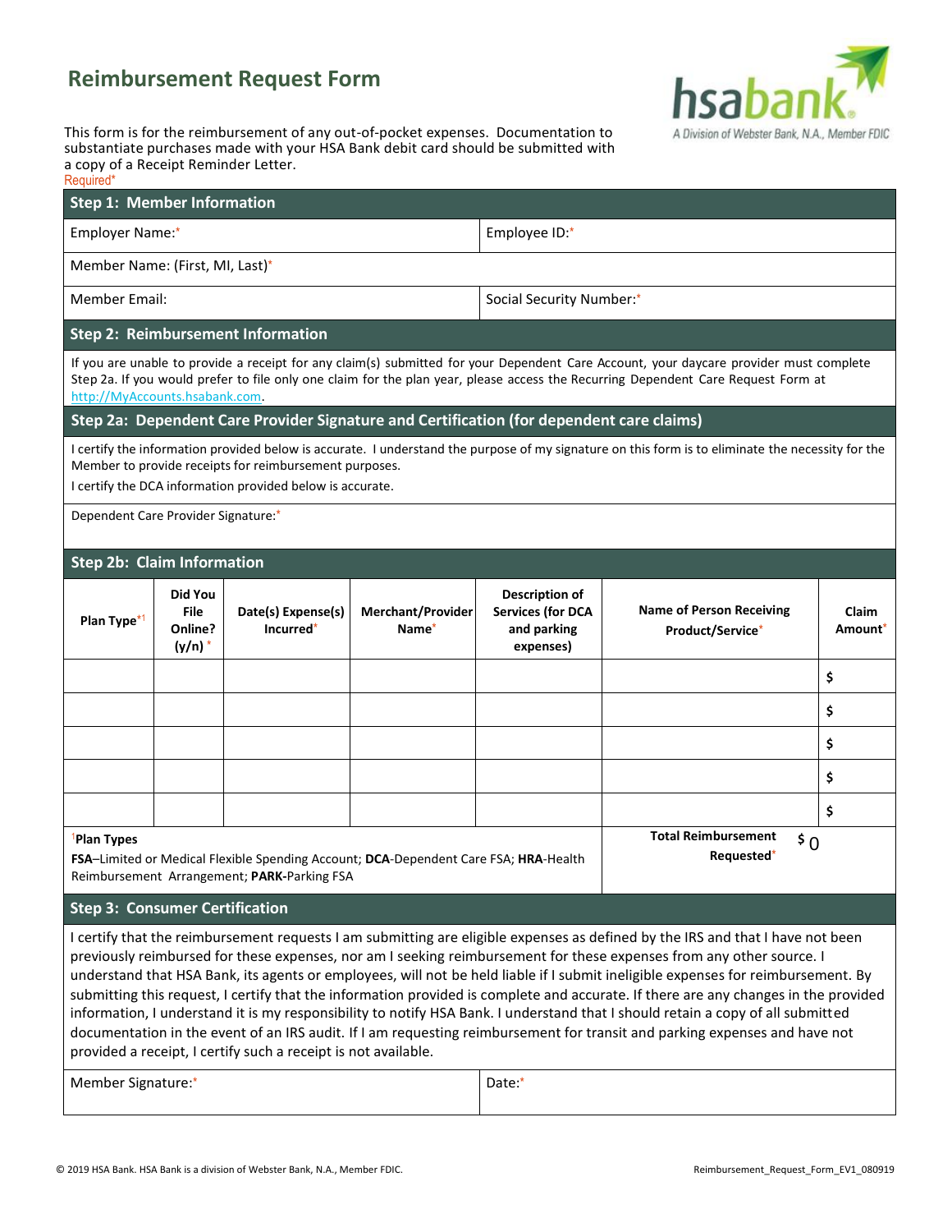# Reimbursement Request Form

This form is for the reimbursement of any out-of-pocket expenses. Documentation to substantiate purchases made with your HSA Bank debit card should be submitted with a copy of a Receipt Reminder Letter.

Required*

## Step 1: Member Information

| | |
|---|---|
| Employer Name:* | Employee ID:* |
| Member Name: (First, MI, Last)* | |
| Member Email: | Social Security Number:* |

## Step 2: Reimbursement Information

If you are unable to provide a receipt for any claim(s) submitted for your Dependent Care Account, your daycare provider must complete Step 2a. If you would prefer to file only one claim for the plan year, please access the Recurring Dependent Care Request Form at http://MyAccounts.hsabank.com.

## Step 2a: Dependent Care Provider Signature and Certification (for dependent care claims)

I certify the information provided below is accurate. I understand the purpose of my signature on this form is to eliminate the necessity for the Member to provide receipts for reimbursement purposes.

I certify the DCA information provided below is accurate.

Dependent Care Provider Signature:*

## Step 2b: Claim Information

| Plan Type*[1] | Did You File Online? (y/n)* | Date(s) Expense(s) Incurred* | Merchant/Provider Name* | Description of Services (for DCA and parking expenses) | Name of Person Receiving Product/Service* | Claim Amount* |
|---|---|---|---|---|---|---|
| | | | | | | $ |
| | | | | | | $ |
| | | | | | | $ |
| | | | | | | $ |
| | | | | | | $ |
| | | | | | **Total Reimbursement Requested*** | $ 0 |

[1]**Plan Types**

**FSA**–Limited or Medical Flexible Spending Account; **DCA**-Dependent Care FSA; **HRA**-Health Reimbursement Arrangement; **PARK-**Parking FSA

## Step 3: Consumer Certification

I certify that the reimbursement requests I am submitting are eligible expenses as defined by the IRS and that I have not been previously reimbursed for these expenses, nor am I seeking reimbursement for these expenses from any other source. I understand that HSA Bank, its agents or employees, will not be held liable if I submit ineligible expenses for reimbursement. By submitting this request, I certify that the information provided is complete and accurate. If there are any changes in the provided information, I understand it is my responsibility to notify HSA Bank. I understand that I should retain a copy of all submitted documentation in the event of an IRS audit. If I am requesting reimbursement for transit and parking expenses and have not provided a receipt, I certify such a receipt is not available.

| | |
|---|---|
| Member Signature:* | Date:* |

© 2019 HSA Bank. HSA Bank is a division of Webster Bank, N.A., Member FDIC.

Reimbursement_Request_Form_EV1_080919